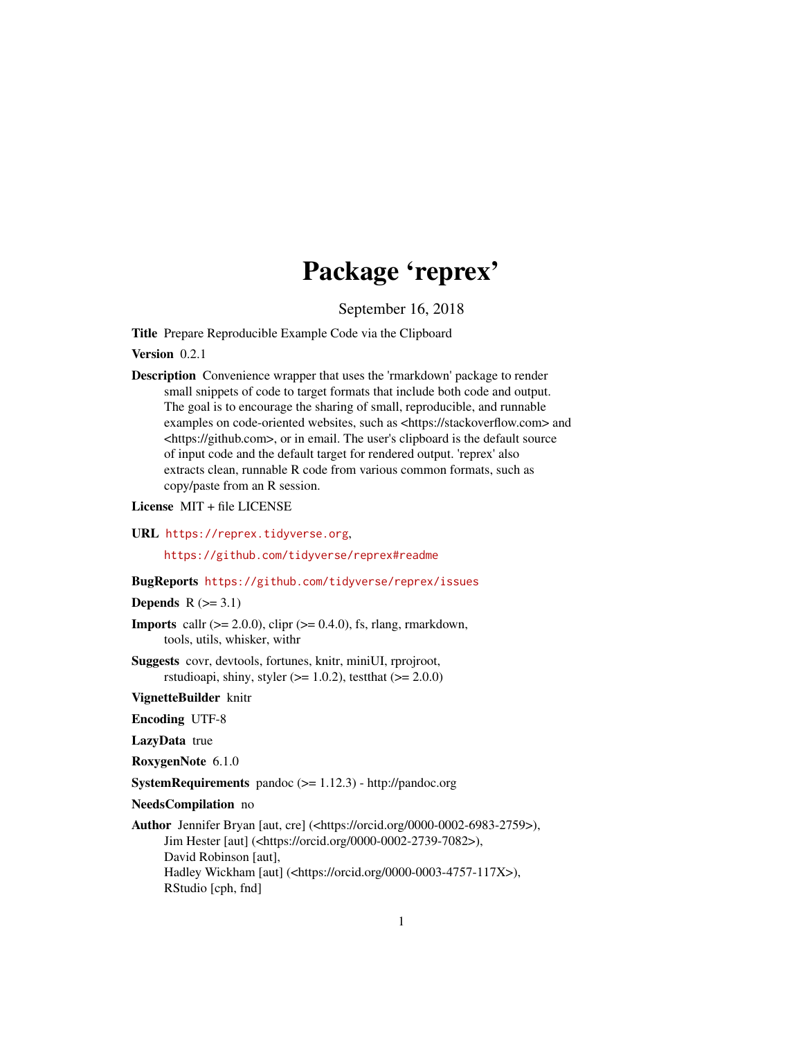# Package 'reprex'

September 16, 2018

**Title** Prepare Reproducible Example Code via the Clipboard

**Version** 0.2.1

**Description** Convenience wrapper that uses the 'rmarkdown' package to render small snippets of code to target formats that include both code and output. The goal is to encourage the sharing of small, reproducible, and runnable examples on code-oriented websites, such as <https://stackoverflow.com> and <https://github.com>, or in email. The user's clipboard is the default source of input code and the default target for rendered output. 'reprex' also extracts clean, runnable R code from various common formats, such as copy/paste from an R session.

**License** MIT + file LICENSE

**URL** https://reprex.tidyverse.org,

https://github.com/tidyverse/reprex#readme

**BugReports** https://github.com/tidyverse/reprex/issues

**Depends** R (>= 3.1)

**Imports** callr (>= 2.0.0), clipr (>= 0.4.0), fs, rlang, rmarkdown, tools, utils, whisker, withr

**Suggests** covr, devtools, fortunes, knitr, miniUI, rprojroot, rstudioapi, shiny, styler (>= 1.0.2), testthat (>= 2.0.0)

**VignetteBuilder** knitr

**Encoding** UTF-8

**LazyData** true

**RoxygenNote** 6.1.0

**SystemRequirements** pandoc (>= 1.12.3) - http://pandoc.org

**NeedsCompilation** no

**Author** Jennifer Bryan [aut, cre] (<https://orcid.org/0000-0002-6983-2759>), Jim Hester [aut] (<https://orcid.org/0000-0002-2739-7082>), David Robinson [aut], Hadley Wickham [aut] (<https://orcid.org/0000-0003-4757-117X>), RStudio [cph, fnd]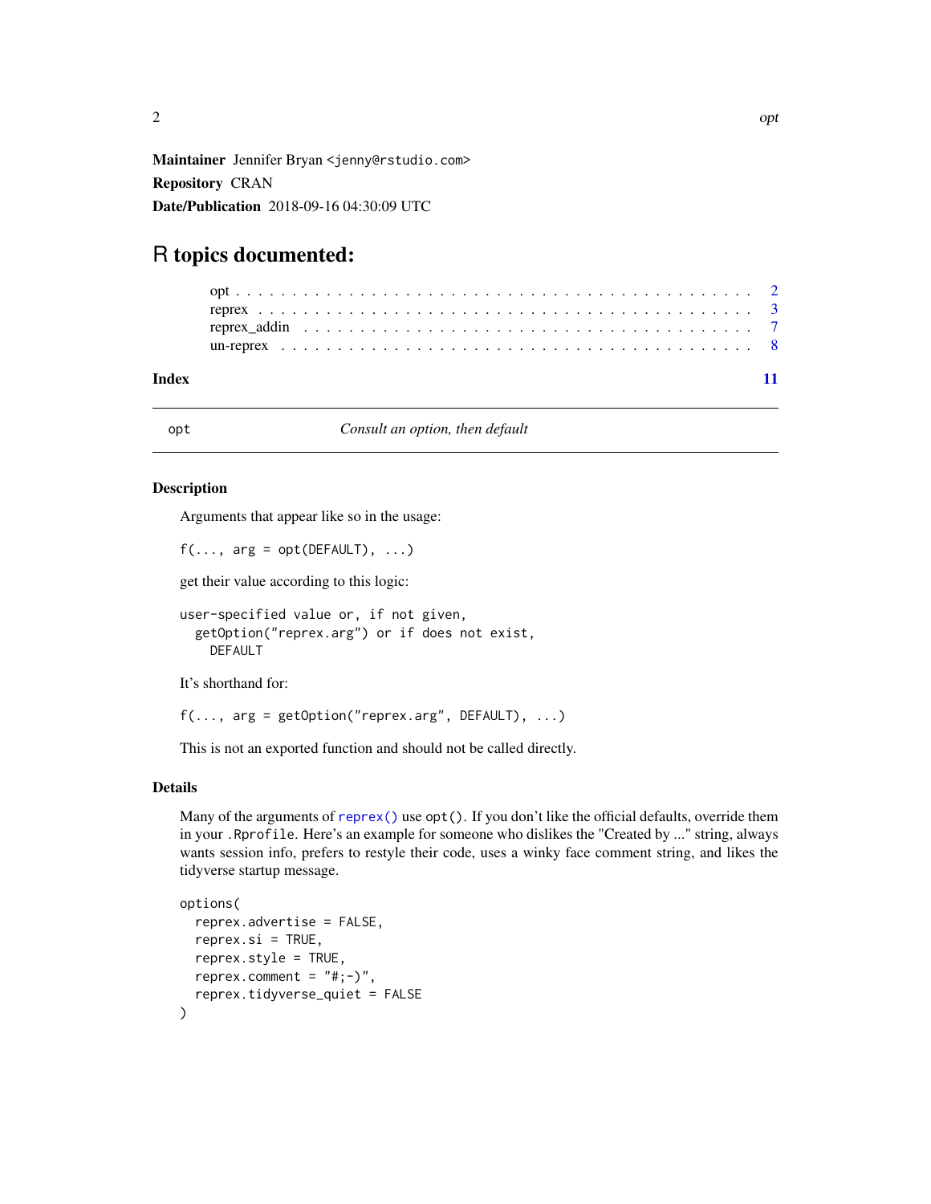**Maintainer** Jennifer Bryan <jenny@rstudio.com>

**Repository** CRAN

**Date/Publication** 2018-09-16 04:30:09 UTC

# R topics documented:

opt . . . . . . . . . . . . . . . . . . . . . . . . . . . . . . . . . . . . . . . . . . 2
reprex . . . . . . . . . . . . . . . . . . . . . . . . . . . . . . . . . . . . . . . . . 3
reprex_addin . . . . . . . . . . . . . . . . . . . . . . . . . . . . . . . . . . . . . 7
un-reprex . . . . . . . . . . . . . . . . . . . . . . . . . . . . . . . . . . . . . . 8

**Index** **11**

---

`opt` *Consult an option, then default*

---

### Description

Arguments that appear like so in the usage:

```
f(..., arg = opt(DEFAULT), ...)
```

get their value according to this logic:

```
user-specified value or, if not given,
  getOption("reprex.arg") or if does not exist,
    DEFAULT
```

It's shorthand for:

```
f(..., arg = getOption("reprex.arg", DEFAULT), ...)
```

This is not an exported function and should not be called directly.

### Details

Many of the arguments of `reprex()` use `opt()`. If you don't like the official defaults, override them in your `.Rprofile`. Here's an example for someone who dislikes the "Created by ..." string, always wants session info, prefers to restyle their code, uses a winky face comment string, and likes the tidyverse startup message.

```
options(
  reprex.advertise = FALSE,
  reprex.si = TRUE,
  reprex.style = TRUE,
  reprex.comment = "#;-)",
  reprex.tidyverse_quiet = FALSE
)
```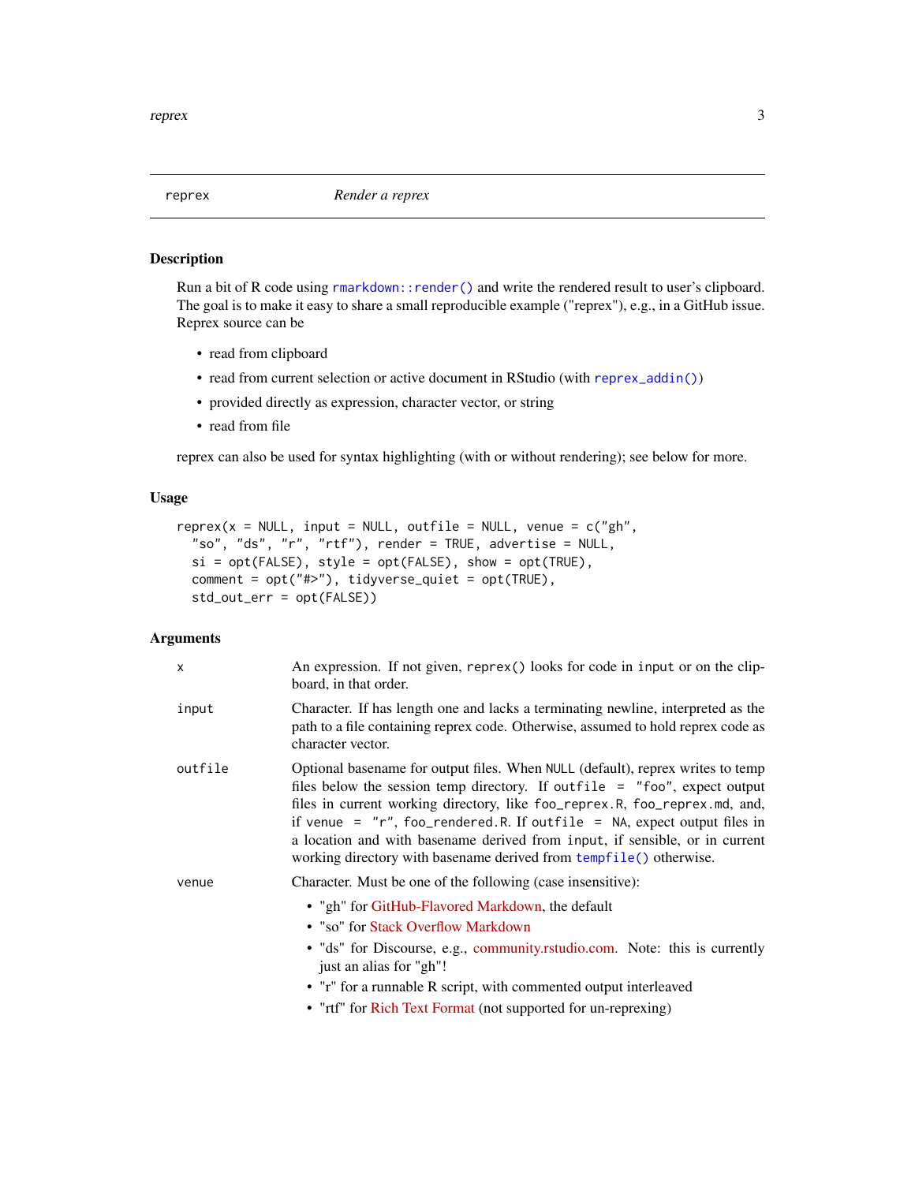reprex — *Render a reprex*

## Description

Run a bit of R code using `rmarkdown::render()` and write the rendered result to user's clipboard. The goal is to make it easy to share a small reproducible example ("reprex"), e.g., in a GitHub issue. Reprex source can be

- read from clipboard
- read from current selection or active document in RStudio (with `reprex_addin()`)
- provided directly as expression, character vector, or string
- read from file

reprex can also be used for syntax highlighting (with or without rendering); see below for more.

## Usage

```
reprex(x = NULL, input = NULL, outfile = NULL, venue = c("gh",
  "so", "ds", "r", "rtf"), render = TRUE, advertise = NULL,
  si = opt(FALSE), style = opt(FALSE), show = opt(TRUE),
  comment = opt("#>"), tidyverse_quiet = opt(TRUE),
  std_out_err = opt(FALSE))
```

## Arguments

| | |
|---|---|
| `x` | An expression. If not given, `reprex()` looks for code in `input` or on the clipboard, in that order. |
| `input` | Character. If has length one and lacks a terminating newline, interpreted as the path to a file containing reprex code. Otherwise, assumed to hold reprex code as character vector. |
| `outfile` | Optional basename for output files. When `NULL` (default), reprex writes to temp files below the session temp directory. If `outfile = "foo"`, expect output files in current working directory, like `foo_reprex.R`, `foo_reprex.md`, and, if `venue = "r"`, `foo_rendered.R`. If `outfile = NA`, expect output files in a location and with basename derived from `input`, if sensible, or in current working directory with basename derived from `tempfile()` otherwise. |
| `venue` | Character. Must be one of the following (case insensitive):<br>• "gh" for GitHub-Flavored Markdown, the default<br>• "so" for Stack Overflow Markdown<br>• "ds" for Discourse, e.g., community.rstudio.com. Note: this is currently just an alias for "gh"!<br>• "r" for a runnable R script, with commented output interleaved<br>• "rtf" for Rich Text Format (not supported for un-reprexing) |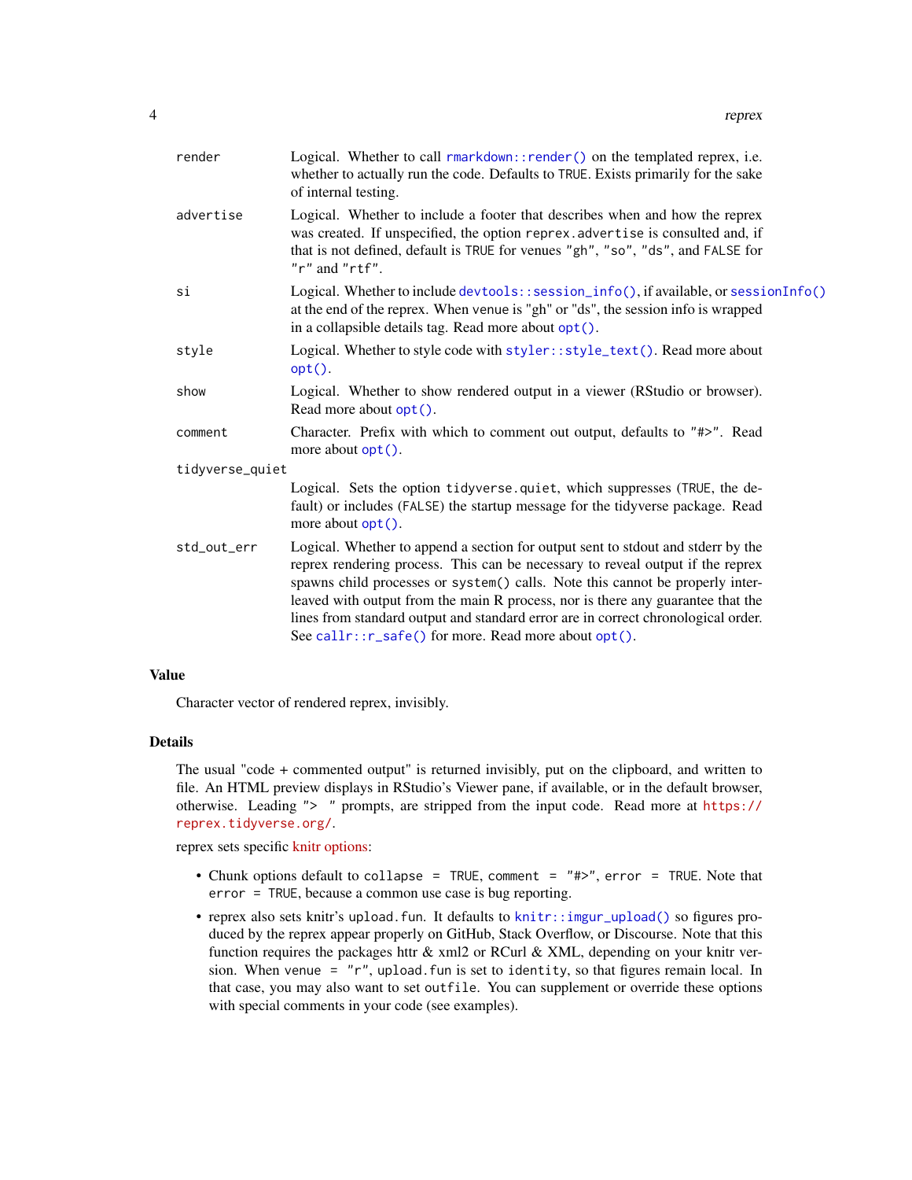`render` Logical. Whether to call `rmarkdown::render()` on the templated reprex, i.e. whether to actually run the code. Defaults to `TRUE`. Exists primarily for the sake of internal testing.

`advertise` Logical. Whether to include a footer that describes when and how the reprex was created. If unspecified, the option `reprex.advertise` is consulted and, if that is not defined, default is `TRUE` for venues `"gh"`, `"so"`, `"ds"`, and `FALSE` for `"r"` and `"rtf"`.

`si` Logical. Whether to include `devtools::session_info()`, if available, or `sessionInfo()` at the end of the reprex. When `venue` is "gh" or "ds", the session info is wrapped in a collapsible details tag. Read more about `opt()`.

`style` Logical. Whether to style code with `styler::style_text()`. Read more about `opt()`.

`show` Logical. Whether to show rendered output in a viewer (RStudio or browser). Read more about `opt()`.

`comment` Character. Prefix with which to comment out output, defaults to `"#>"`. Read more about `opt()`.

`tidyverse_quiet` Logical. Sets the option `tidyverse.quiet`, which suppresses (`TRUE`, the default) or includes (`FALSE`) the startup message for the tidyverse package. Read more about `opt()`.

`std_out_err` Logical. Whether to append a section for output sent to stdout and stderr by the reprex rendering process. This can be necessary to reveal output if the reprex spawns child processes or `system()` calls. Note this cannot be properly interleaved with output from the main R process, nor is there any guarantee that the lines from standard output and standard error are in correct chronological order. See `callr::r_safe()` for more. Read more about `opt()`.

## Value

Character vector of rendered reprex, invisibly.

## Details

The usual "code + commented output" is returned invisibly, put on the clipboard, and written to file. An HTML preview displays in RStudio's Viewer pane, if available, or in the default browser, otherwise. Leading "> " prompts, are stripped from the input code. Read more at https://reprex.tidyverse.org/.

reprex sets specific knitr options:

- Chunk options default to `collapse = TRUE`, `comment = "#>"`, `error = TRUE`. Note that `error = TRUE`, because a common use case is bug reporting.
- reprex also sets knitr's `upload.fun`. It defaults to `knitr::imgur_upload()` so figures produced by the reprex appear properly on GitHub, Stack Overflow, or Discourse. Note that this function requires the packages httr & xml2 or RCurl & XML, depending on your knitr version. When `venue = "r"`, `upload.fun` is set to `identity`, so that figures remain local. In that case, you may also want to set `outfile`. You can supplement or override these options with special comments in your code (see examples).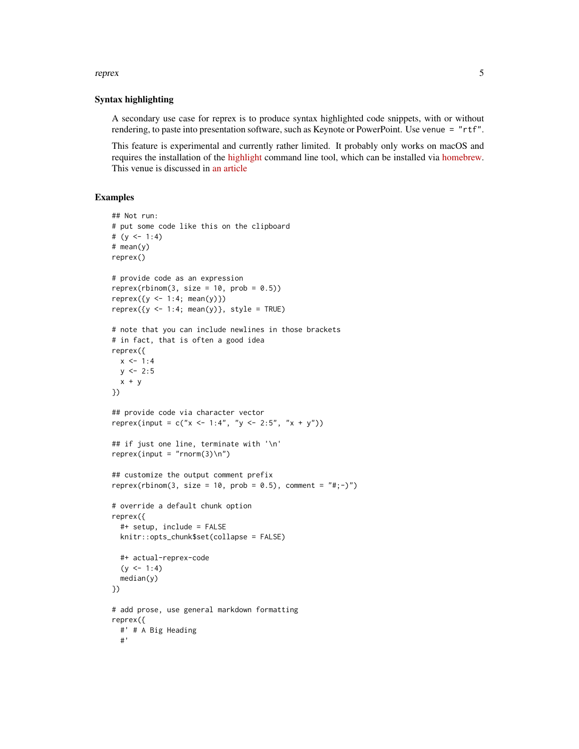### Syntax highlighting

A secondary use case for reprex is to produce syntax highlighted code snippets, with or without rendering, to paste into presentation software, such as Keynote or PowerPoint. Use `venue = "rtf"`.

This feature is experimental and currently rather limited. It probably only works on macOS and requires the installation of the highlight command line tool, which can be installed via homebrew. This venue is discussed in an article

### Examples

```
## Not run:
# put some code like this on the clipboard
# (y <- 1:4)
# mean(y)
reprex()

# provide code as an expression
reprex(rbinom(3, size = 10, prob = 0.5))
reprex({y <- 1:4; mean(y)})
reprex({y <- 1:4; mean(y)}, style = TRUE)

# note that you can include newlines in those brackets
# in fact, that is often a good idea
reprex({
  x <- 1:4
  y <- 2:5
  x + y
})

## provide code via character vector
reprex(input = c("x <- 1:4", "y <- 2:5", "x + y"))

## if just one line, terminate with '\n'
reprex(input = "rnorm(3)\n")

## customize the output comment prefix
reprex(rbinom(3, size = 10, prob = 0.5), comment = "#;-)")

# override a default chunk option
reprex({
  #+ setup, include = FALSE
  knitr::opts_chunk$set(collapse = FALSE)

  #+ actual-reprex-code
  (y <- 1:4)
  median(y)
})

# add prose, use general markdown formatting
reprex({
  #' # A Big Heading
  #'
```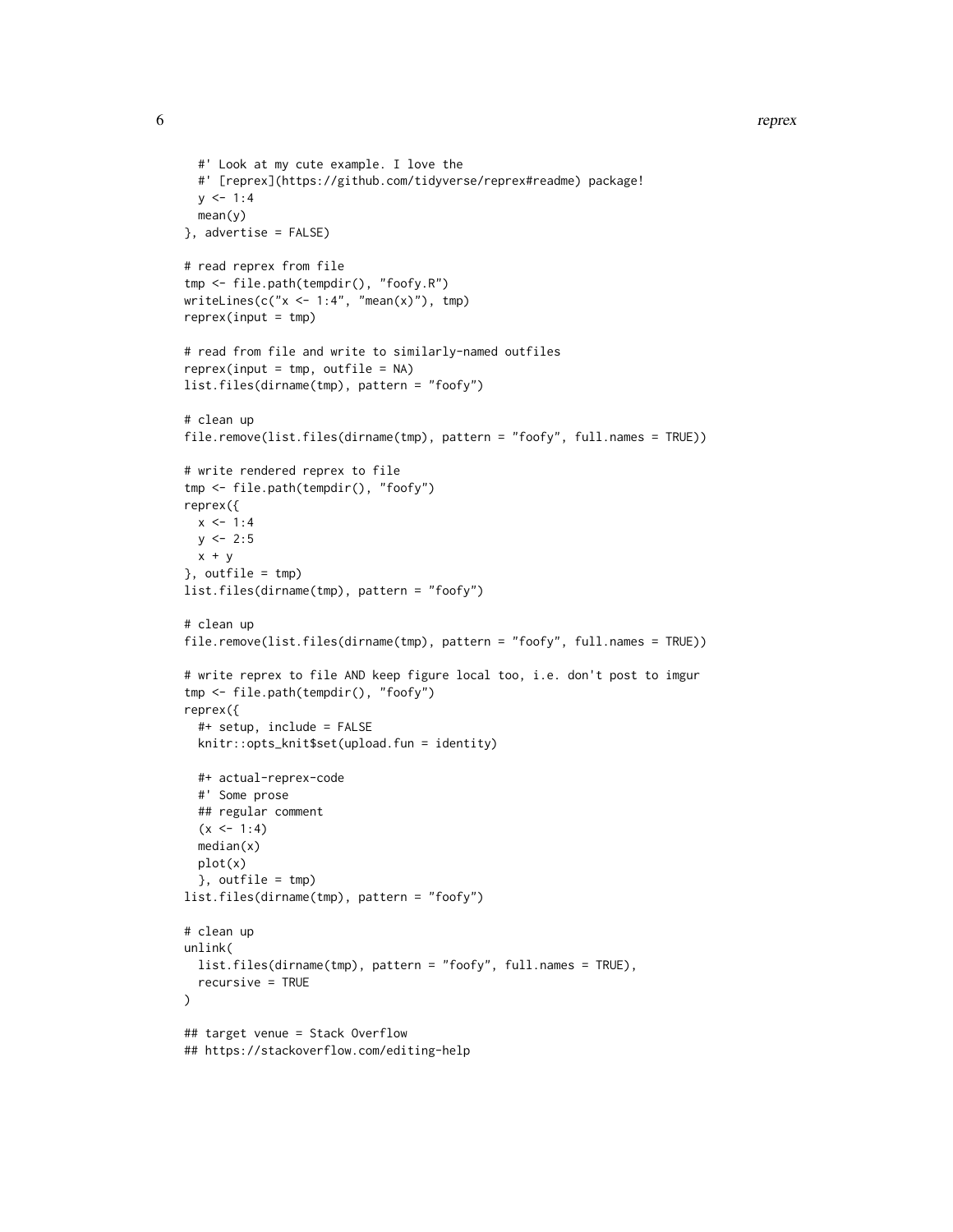```
  #' Look at my cute example. I love the
  #' [reprex](https://github.com/tidyverse/reprex#readme) package!
  y <- 1:4
  mean(y)
}, advertise = FALSE)

# read reprex from file
tmp <- file.path(tempdir(), "foofy.R")
writeLines(c("x <- 1:4", "mean(x)"), tmp)
reprex(input = tmp)

# read from file and write to similarly-named outfiles
reprex(input = tmp, outfile = NA)
list.files(dirname(tmp), pattern = "foofy")

# clean up
file.remove(list.files(dirname(tmp), pattern = "foofy", full.names = TRUE))

# write rendered reprex to file
tmp <- file.path(tempdir(), "foofy")
reprex({
  x <- 1:4
  y <- 2:5
  x + y
}, outfile = tmp)
list.files(dirname(tmp), pattern = "foofy")

# clean up
file.remove(list.files(dirname(tmp), pattern = "foofy", full.names = TRUE))

# write reprex to file AND keep figure local too, i.e. don't post to imgur
tmp <- file.path(tempdir(), "foofy")
reprex({
  #+ setup, include = FALSE
  knitr::opts_knit$set(upload.fun = identity)

  #+ actual-reprex-code
  #' Some prose
  ## regular comment
  (x <- 1:4)
  median(x)
  plot(x)
  }, outfile = tmp)
list.files(dirname(tmp), pattern = "foofy")

# clean up
unlink(
  list.files(dirname(tmp), pattern = "foofy", full.names = TRUE),
  recursive = TRUE
)

## target venue = Stack Overflow
## https://stackoverflow.com/editing-help
```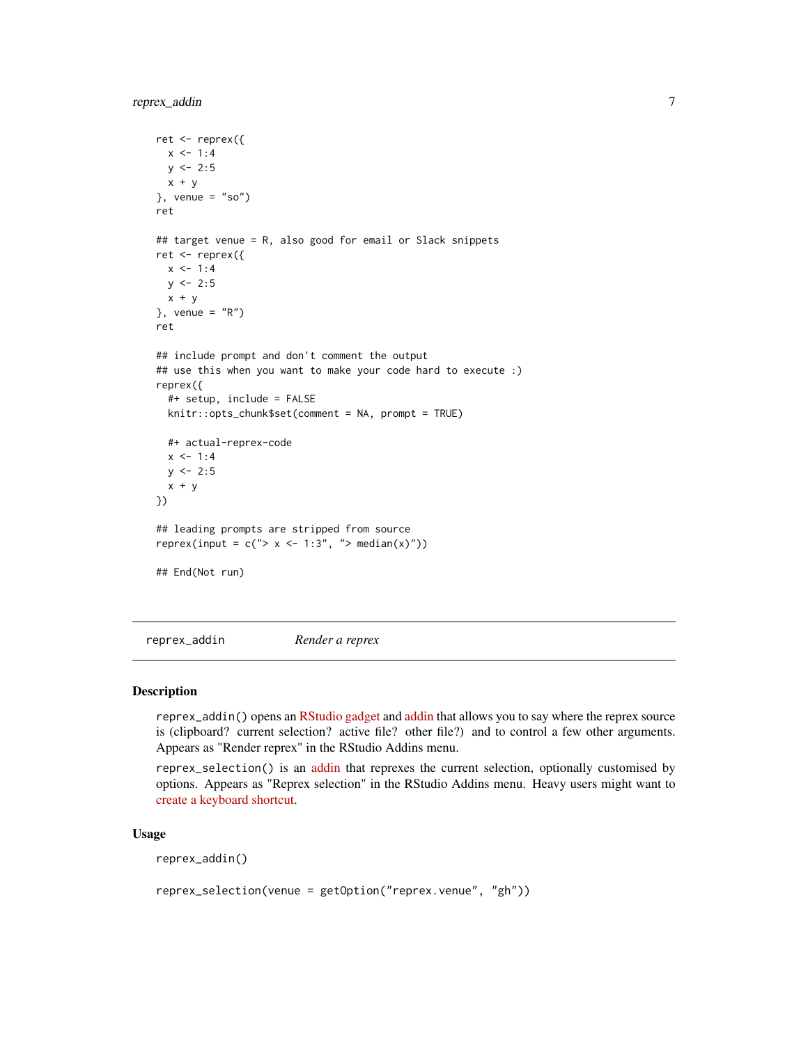```
ret <- reprex({
  x <- 1:4
  y <- 2:5
  x + y
}, venue = "so")
ret

## target venue = R, also good for email or Slack snippets
ret <- reprex({
  x <- 1:4
  y <- 2:5
  x + y
}, venue = "R")
ret

## include prompt and don't comment the output
## use this when you want to make your code hard to execute :)
reprex({
  #+ setup, include = FALSE
  knitr::opts_chunk$set(comment = NA, prompt = TRUE)

  #+ actual-reprex-code
  x <- 1:4
  y <- 2:5
  x + y
})

## leading prompts are stripped from source
reprex(input = c("> x <- 1:3", "> median(x)"))

## End(Not run)
```

---

`reprex_addin` *Render a reprex*

---

## Description

`reprex_addin()` opens an RStudio gadget and addin that allows you to say where the reprex source is (clipboard? current selection? active file? other file?) and to control a few other arguments. Appears as "Render reprex" in the RStudio Addins menu.

`reprex_selection()` is an addin that reprexes the current selection, optionally customised by options. Appears as "Reprex selection" in the RStudio Addins menu. Heavy users might want to create a keyboard shortcut.

## Usage

```
reprex_addin()

reprex_selection(venue = getOption("reprex.venue", "gh"))
```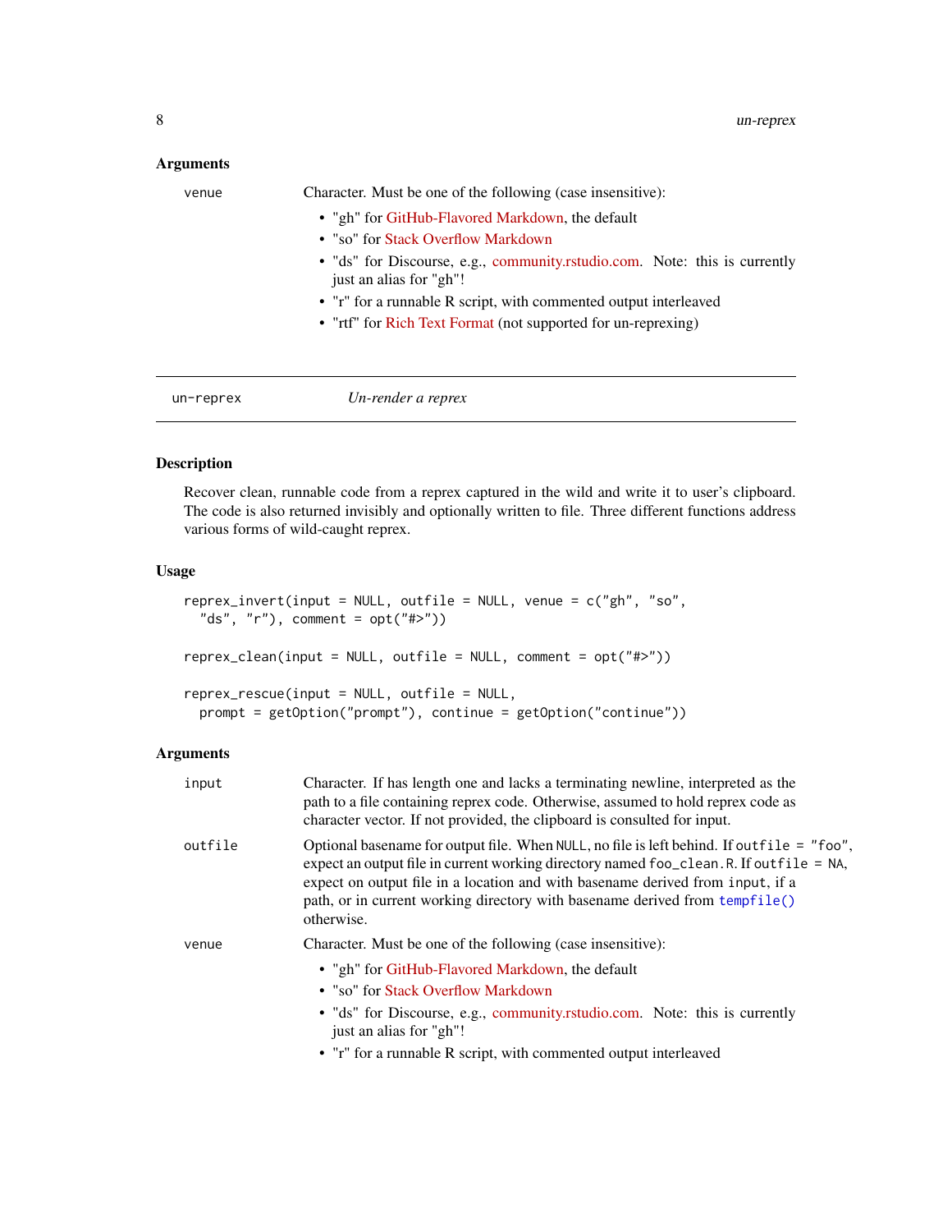### Arguments

venue
: Character. Must be one of the following (case insensitive):

- "gh" for GitHub-Flavored Markdown, the default
- "so" for Stack Overflow Markdown
- "ds" for Discourse, e.g., community.rstudio.com. Note: this is currently just an alias for "gh"!
- "r" for a runnable R script, with commented output interleaved
- "rtf" for Rich Text Format (not supported for un-reprexing)

---

## un-reprex — *Un-render a reprex*

---

### Description

Recover clean, runnable code from a reprex captured in the wild and write it to user's clipboard. The code is also returned invisibly and optionally written to file. Three different functions address various forms of wild-caught reprex.

### Usage

```
reprex_invert(input = NULL, outfile = NULL, venue = c("gh", "so",
  "ds", "r"), comment = opt("#>"))

reprex_clean(input = NULL, outfile = NULL, comment = opt("#>"))

reprex_rescue(input = NULL, outfile = NULL,
  prompt = getOption("prompt"), continue = getOption("continue"))
```

### Arguments

input
: Character. If has length one and lacks a terminating newline, interpreted as the path to a file containing reprex code. Otherwise, assumed to hold reprex code as character vector. If not provided, the clipboard is consulted for input.

outfile
: Optional basename for output file. When `NULL`, no file is left behind. If `outfile = "foo"`, expect an output file in current working directory named `foo_clean.R`. If `outfile = NA`, expect on output file in a location and with basename derived from `input`, if a path, or in current working directory with basename derived from `tempfile()` otherwise.

venue
: Character. Must be one of the following (case insensitive):

- "gh" for GitHub-Flavored Markdown, the default
- "so" for Stack Overflow Markdown
- "ds" for Discourse, e.g., community.rstudio.com. Note: this is currently just an alias for "gh"!
- "r" for a runnable R script, with commented output interleaved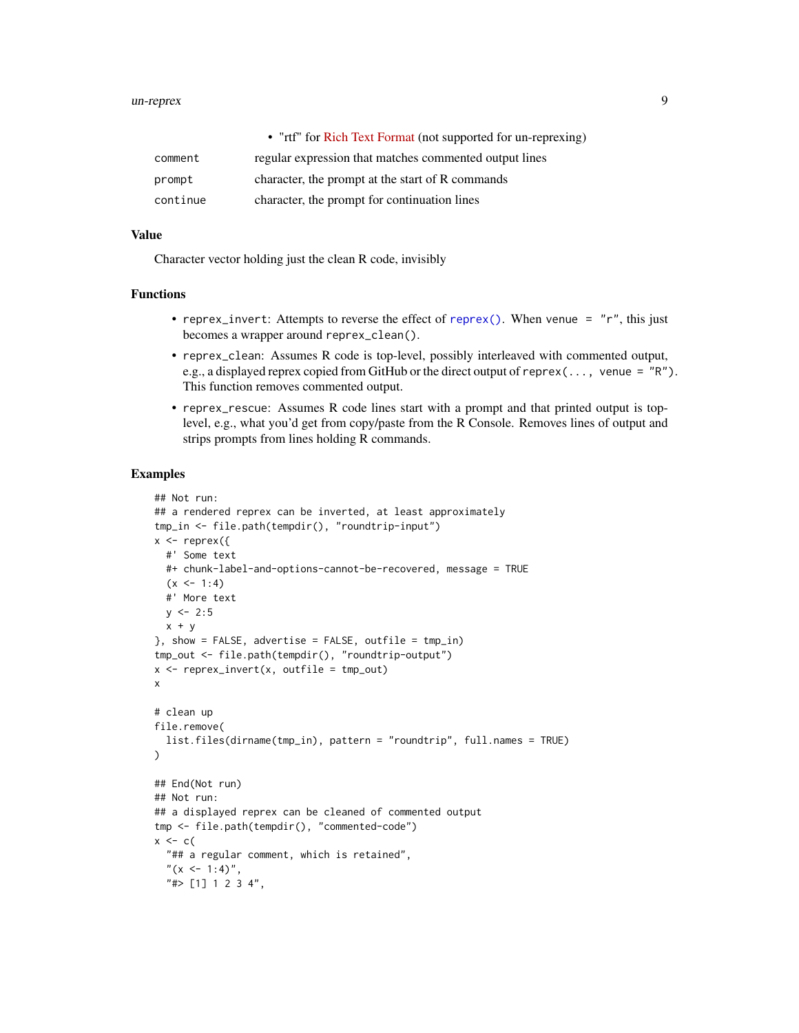- "rtf" for Rich Text Format (not supported for un-reprexing)

| | |
|---|---|
| `comment` | regular expression that matches commented output lines |
| `prompt` | character, the prompt at the start of R commands |
| `continue` | character, the prompt for continuation lines |

## Value

Character vector holding just the clean R code, invisibly

## Functions

- `reprex_invert`: Attempts to reverse the effect of `reprex()`. When `venue = "r"`, this just becomes a wrapper around `reprex_clean()`.
- `reprex_clean`: Assumes R code is top-level, possibly interleaved with commented output, e.g., a displayed reprex copied from GitHub or the direct output of `reprex(..., venue = "R")`. This function removes commented output.
- `reprex_rescue`: Assumes R code lines start with a prompt and that printed output is top-level, e.g., what you'd get from copy/paste from the R Console. Removes lines of output and strips prompts from lines holding R commands.

## Examples

```
## Not run:
## a rendered reprex can be inverted, at least approximately
tmp_in <- file.path(tempdir(), "roundtrip-input")
x <- reprex({
  #' Some text
  #+ chunk-label-and-options-cannot-be-recovered, message = TRUE
  (x <- 1:4)
  #' More text
  y <- 2:5
  x + y
}, show = FALSE, advertise = FALSE, outfile = tmp_in)
tmp_out <- file.path(tempdir(), "roundtrip-output")
x <- reprex_invert(x, outfile = tmp_out)
x

# clean up
file.remove(
  list.files(dirname(tmp_in), pattern = "roundtrip", full.names = TRUE)
)

## End(Not run)
## Not run:
## a displayed reprex can be cleaned of commented output
tmp <- file.path(tempdir(), "commented-code")
x <- c(
  "## a regular comment, which is retained",
  "(x <- 1:4)",
  "#> [1] 1 2 3 4",
```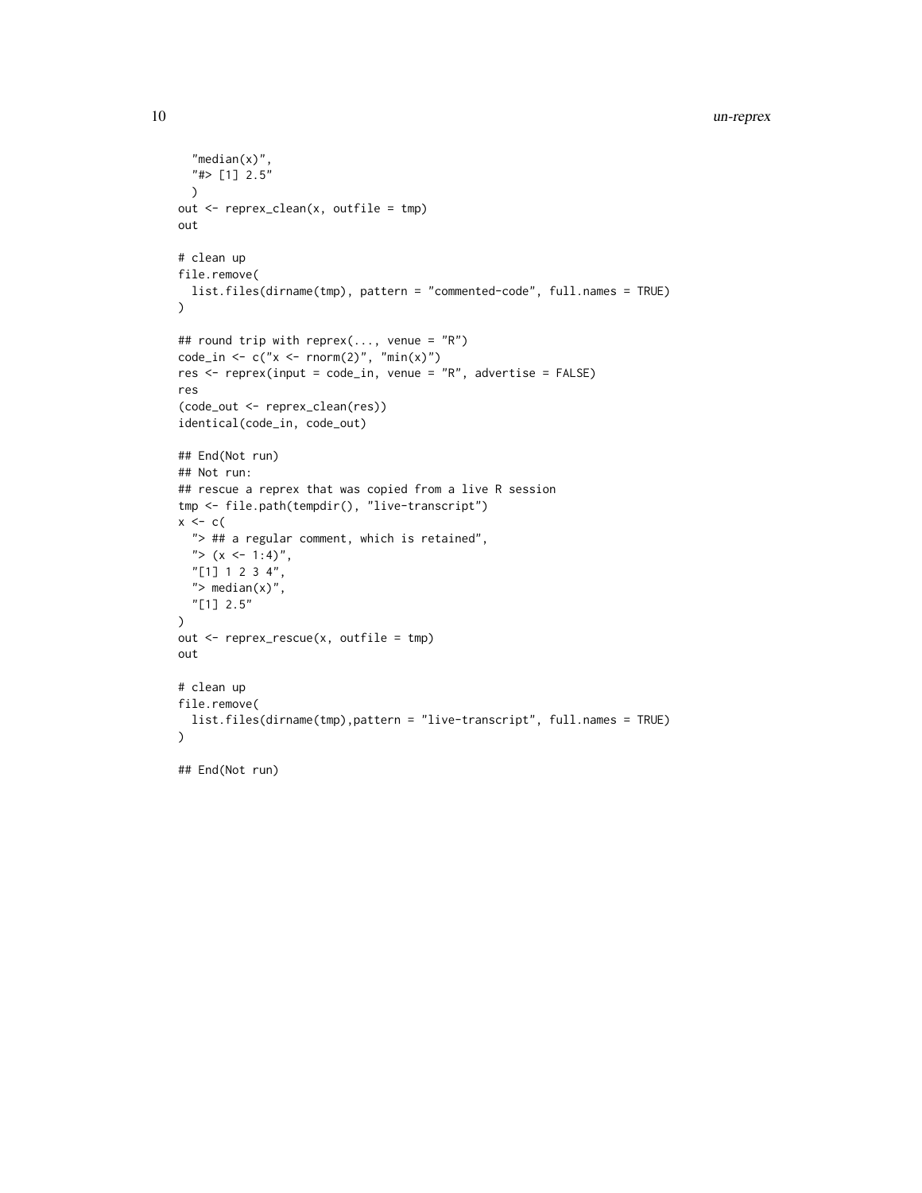```
  "median(x)",
  "#> [1] 2.5"
  )
out <- reprex_clean(x, outfile = tmp)
out

# clean up
file.remove(
  list.files(dirname(tmp), pattern = "commented-code", full.names = TRUE)
)

## round trip with reprex(..., venue = "R")
code_in <- c("x <- rnorm(2)", "min(x)")
res <- reprex(input = code_in, venue = "R", advertise = FALSE)
res
(code_out <- reprex_clean(res))
identical(code_in, code_out)

## End(Not run)
## Not run:
## rescue a reprex that was copied from a live R session
tmp <- file.path(tempdir(), "live-transcript")
x <- c(
  "> ## a regular comment, which is retained",
  "> (x <- 1:4)",
  "[1] 1 2 3 4",
  "> median(x)",
  "[1] 2.5"
)
out <- reprex_rescue(x, outfile = tmp)
out

# clean up
file.remove(
  list.files(dirname(tmp),pattern = "live-transcript", full.names = TRUE)
)

## End(Not run)
```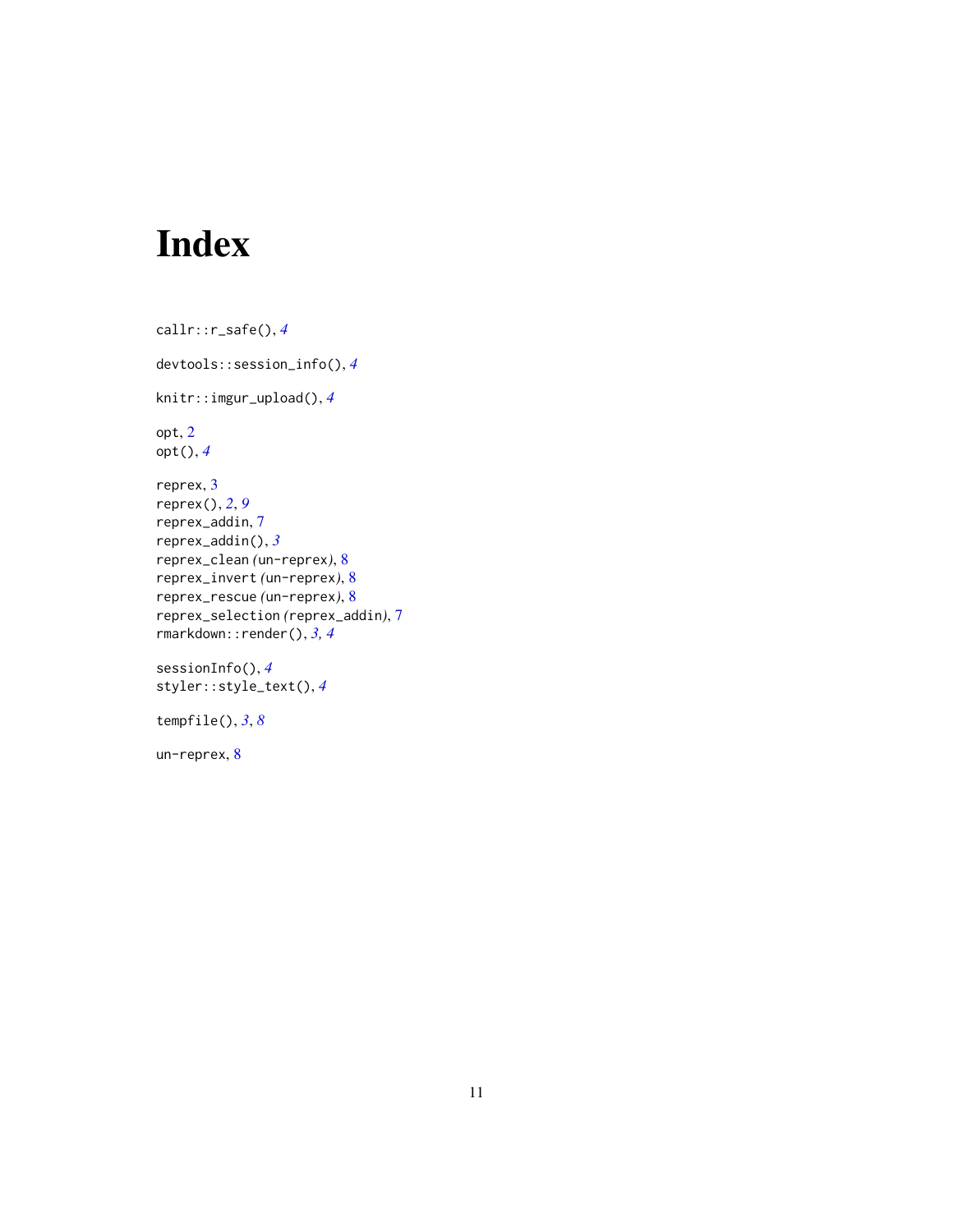# Index

callr::r_safe(), *4*

devtools::session_info(), *4*

knitr::imgur_upload(), *4*

opt, 2
opt(), *4*

reprex, 3
reprex(), *2*, *9*
reprex_addin, 7
reprex_addin(), *3*
reprex_clean *(*un-reprex*)*, 8
reprex_invert *(*un-reprex*)*, 8
reprex_rescue *(*un-reprex*)*, 8
reprex_selection *(*reprex_addin*)*, 7
rmarkdown::render(), *3, 4*

sessionInfo(), *4*
styler::style_text(), *4*

tempfile(), *3*, *8*

un-reprex, 8